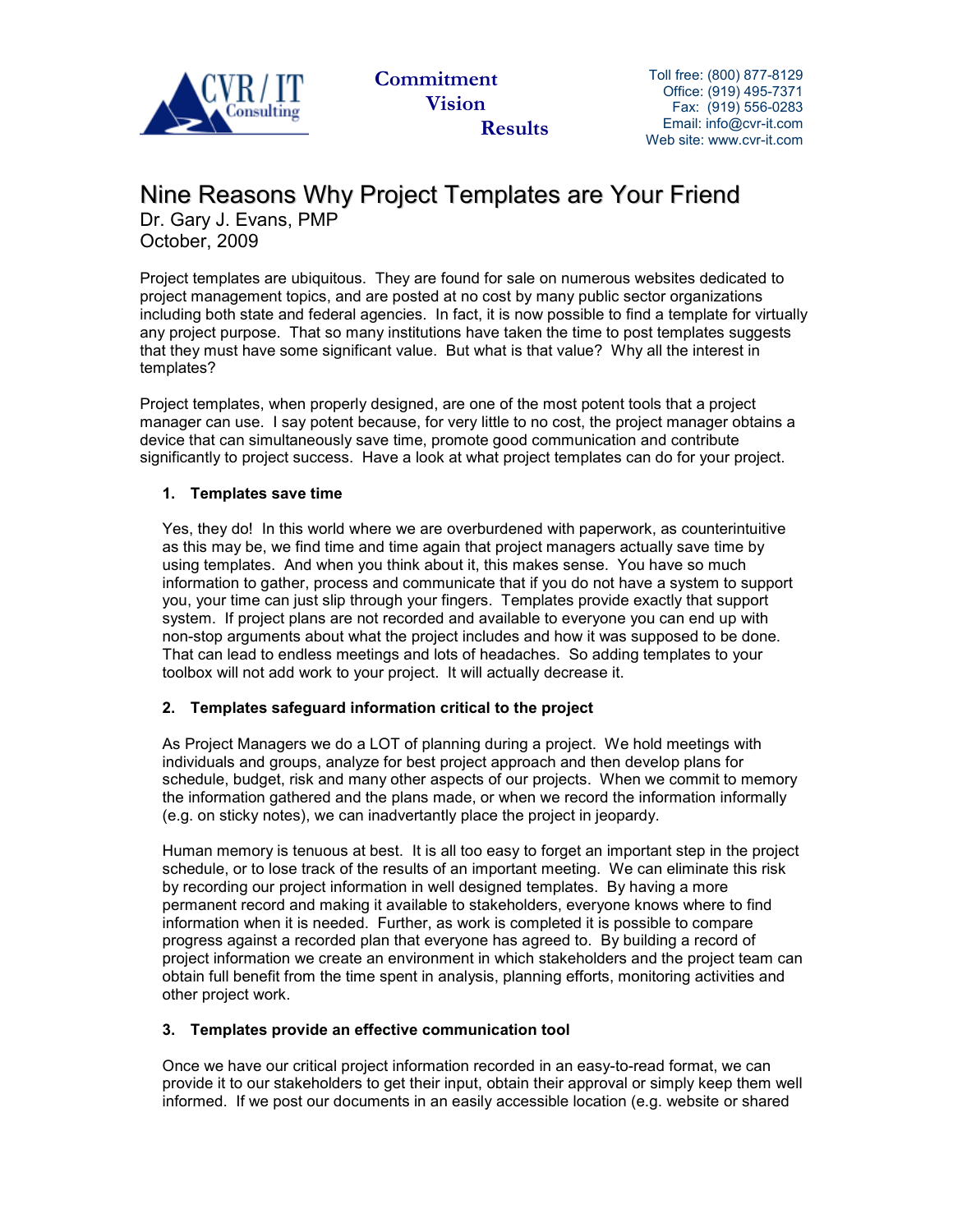CVR / IT Consulting

**Commitment**
**Vision**
**Results**

Toll free: (800) 877-8129
Office: (919) 495-7371
Fax: (919) 556-0283
Email: info@cvr-it.com
Web site: www.cvr-it.com

# Nine Reasons Why Project Templates are Your Friend

Dr. Gary J. Evans, PMP
October, 2009

Project templates are ubiquitous. They are found for sale on numerous websites dedicated to project management topics, and are posted at no cost by many public sector organizations including both state and federal agencies. In fact, it is now possible to find a template for virtually any project purpose. That so many institutions have taken the time to post templates suggests that they must have some significant value. But what is that value? Why all the interest in templates?

Project templates, when properly designed, are one of the most potent tools that a project manager can use. I say potent because, for very little to no cost, the project manager obtains a device that can simultaneously save time, promote good communication and contribute significantly to project success. Have a look at what project templates can do for your project.

### 1. Templates save time

Yes, they do! In this world where we are overburdened with paperwork, as counterintuitive as this may be, we find time and time again that project managers actually save time by using templates. And when you think about it, this makes sense. You have so much information to gather, process and communicate that if you do not have a system to support you, your time can just slip through your fingers. Templates provide exactly that support system. If project plans are not recorded and available to everyone you can end up with non-stop arguments about what the project includes and how it was supposed to be done. That can lead to endless meetings and lots of headaches. So adding templates to your toolbox will not add work to your project. It will actually decrease it.

### 2. Templates safeguard information critical to the project

As Project Managers we do a LOT of planning during a project. We hold meetings with individuals and groups, analyze for best project approach and then develop plans for schedule, budget, risk and many other aspects of our projects. When we commit to memory the information gathered and the plans made, or when we record the information informally (e.g. on sticky notes), we can inadvertantly place the project in jeopardy.

Human memory is tenuous at best. It is all too easy to forget an important step in the project schedule, or to lose track of the results of an important meeting. We can eliminate this risk by recording our project information in well designed templates. By having a more permanent record and making it available to stakeholders, everyone knows where to find information when it is needed. Further, as work is completed it is possible to compare progress against a recorded plan that everyone has agreed to. By building a record of project information we create an environment in which stakeholders and the project team can obtain full benefit from the time spent in analysis, planning efforts, monitoring activities and other project work.

### 3. Templates provide an effective communication tool

Once we have our critical project information recorded in an easy-to-read format, we can provide it to our stakeholders to get their input, obtain their approval or simply keep them well informed. If we post our documents in an easily accessible location (e.g. website or shared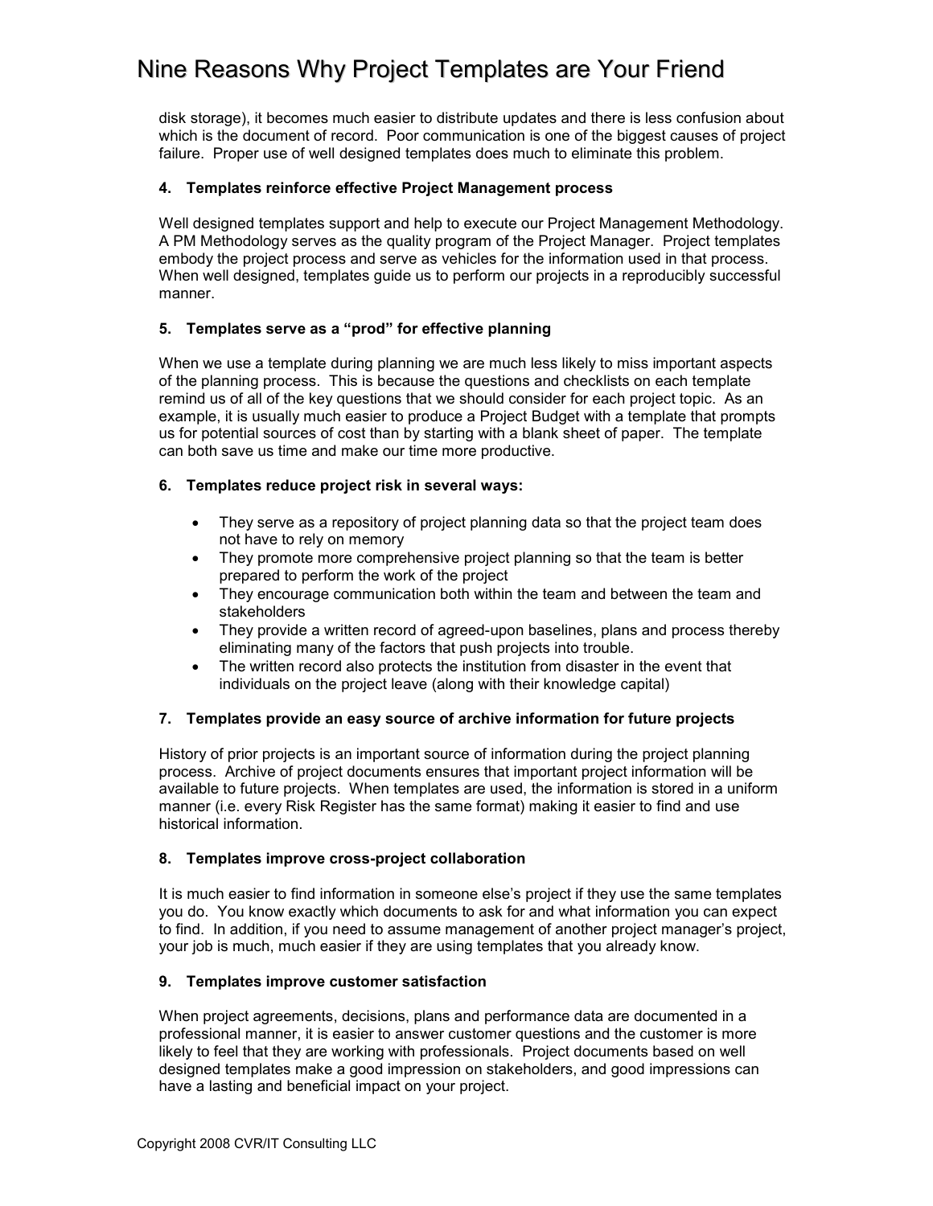disk storage), it becomes much easier to distribute updates and there is less confusion about which is the document of record. Poor communication is one of the biggest causes of project failure. Proper use of well designed templates does much to eliminate this problem.

**4. Templates reinforce effective Project Management process**

Well designed templates support and help to execute our Project Management Methodology. A PM Methodology serves as the quality program of the Project Manager. Project templates embody the project process and serve as vehicles for the information used in that process. When well designed, templates guide us to perform our projects in a reproducibly successful manner.

**5. Templates serve as a "prod" for effective planning**

When we use a template during planning we are much less likely to miss important aspects of the planning process. This is because the questions and checklists on each template remind us of all of the key questions that we should consider for each project topic. As an example, it is usually much easier to produce a Project Budget with a template that prompts us for potential sources of cost than by starting with a blank sheet of paper. The template can both save us time and make our time more productive.

**6. Templates reduce project risk in several ways:**

- They serve as a repository of project planning data so that the project team does not have to rely on memory
- They promote more comprehensive project planning so that the team is better prepared to perform the work of the project
- They encourage communication both within the team and between the team and stakeholders
- They provide a written record of agreed-upon baselines, plans and process thereby eliminating many of the factors that push projects into trouble.
- The written record also protects the institution from disaster in the event that individuals on the project leave (along with their knowledge capital)

**7. Templates provide an easy source of archive information for future projects**

History of prior projects is an important source of information during the project planning process. Archive of project documents ensures that important project information will be available to future projects. When templates are used, the information is stored in a uniform manner (i.e. every Risk Register has the same format) making it easier to find and use historical information.

**8. Templates improve cross-project collaboration**

It is much easier to find information in someone else's project if they use the same templates you do. You know exactly which documents to ask for and what information you can expect to find. In addition, if you need to assume management of another project manager's project, your job is much, much easier if they are using templates that you already know.

**9. Templates improve customer satisfaction**

When project agreements, decisions, plans and performance data are documented in a professional manner, it is easier to answer customer questions and the customer is more likely to feel that they are working with professionals. Project documents based on well designed templates make a good impression on stakeholders, and good impressions can have a lasting and beneficial impact on your project.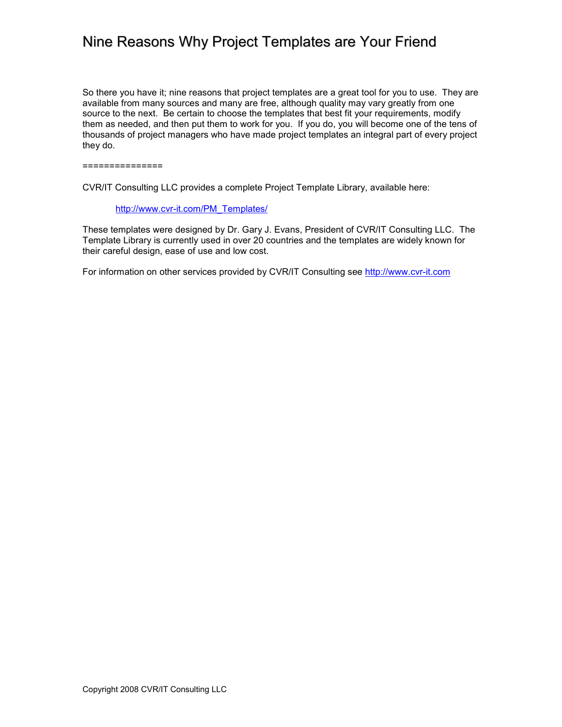# Nine Reasons Why Project Templates are Your Friend

So there you have it; nine reasons that project templates are a great tool for you to use. They are available from many sources and many are free, although quality may vary greatly from one source to the next. Be certain to choose the templates that best fit your requirements, modify them as needed, and then put them to work for you. If you do, you will become one of the tens of thousands of project managers who have made project templates an integral part of every project they do.

===============

CVR/IT Consulting LLC provides a complete Project Template Library, available here:

> http://www.cvr-it.com/PM_Templates/

These templates were designed by Dr. Gary J. Evans, President of CVR/IT Consulting LLC. The Template Library is currently used in over 20 countries and the templates are widely known for their careful design, ease of use and low cost.

For information on other services provided by CVR/IT Consulting see http://www.cvr-it.com

Copyright 2008 CVR/IT Consulting LLC